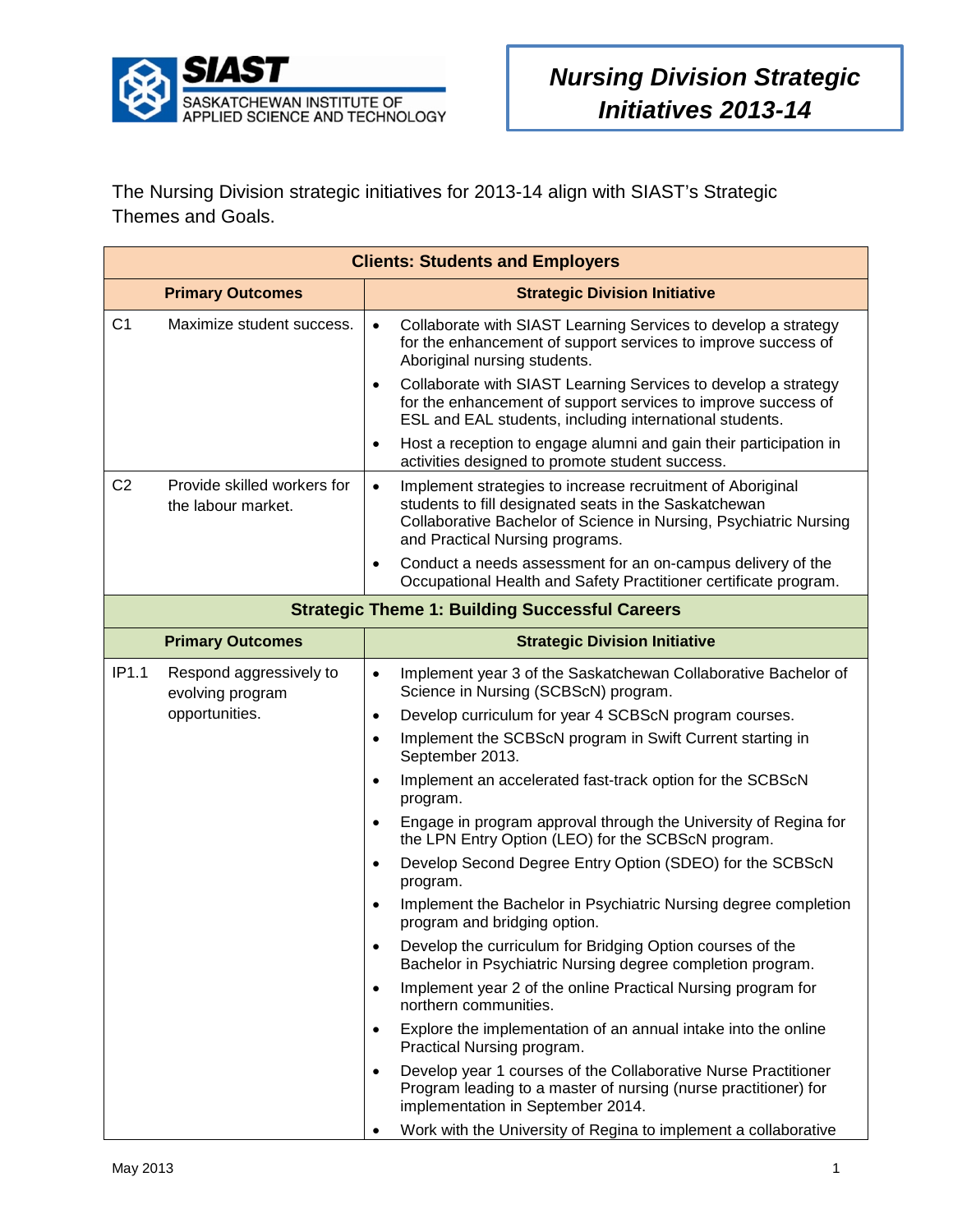# Nursing Division Strategic Initiatives 2013-14

The Nursing Division strategic initiatives for 2013-14 align with SIAST's Strategic Themes and Goals.

| **Clients: Students and Employers** | | |
|---|---|---|
| **Primary Outcomes** | | **Strategic Division Initiative** |
| C1 | Maximize student success. | • Collaborate with SIAST Learning Services to develop a strategy for the enhancement of support services to improve success of Aboriginal nursing students.<br>• Collaborate with SIAST Learning Services to develop a strategy for the enhancement of support services to improve success of ESL and EAL students, including international students.<br>• Host a reception to engage alumni and gain their participation in activities designed to promote student success. |
| C2 | Provide skilled workers for the labour market. | • Implement strategies to increase recruitment of Aboriginal students to fill designated seats in the Saskatchewan Collaborative Bachelor of Science in Nursing, Psychiatric Nursing and Practical Nursing programs.<br>• Conduct a needs assessment for an on-campus delivery of the Occupational Health and Safety Practitioner certificate program. |
| **Strategic Theme 1: Building Successful Careers** | | |
| **Primary Outcomes** | | **Strategic Division Initiative** |
| IP1.1 | Respond aggressively to evolving program opportunities. | • Implement year 3 of the Saskatchewan Collaborative Bachelor of Science in Nursing (SCBScN) program.<br>• Develop curriculum for year 4 SCBScN program courses.<br>• Implement the SCBScN program in Swift Current starting in September 2013.<br>• Implement an accelerated fast-track option for the SCBScN program.<br>• Engage in program approval through the University of Regina for the LPN Entry Option (LEO) for the SCBScN program.<br>• Develop Second Degree Entry Option (SDEO) for the SCBScN program.<br>• Implement the Bachelor in Psychiatric Nursing degree completion program and bridging option.<br>• Develop the curriculum for Bridging Option courses of the Bachelor in Psychiatric Nursing degree completion program.<br>• Implement year 2 of the online Practical Nursing program for northern communities.<br>• Explore the implementation of an annual intake into the online Practical Nursing program.<br>• Develop year 1 courses of the Collaborative Nurse Practitioner Program leading to a master of nursing (nurse practitioner) for implementation in September 2014.<br>• Work with the University of Regina to implement a collaborative |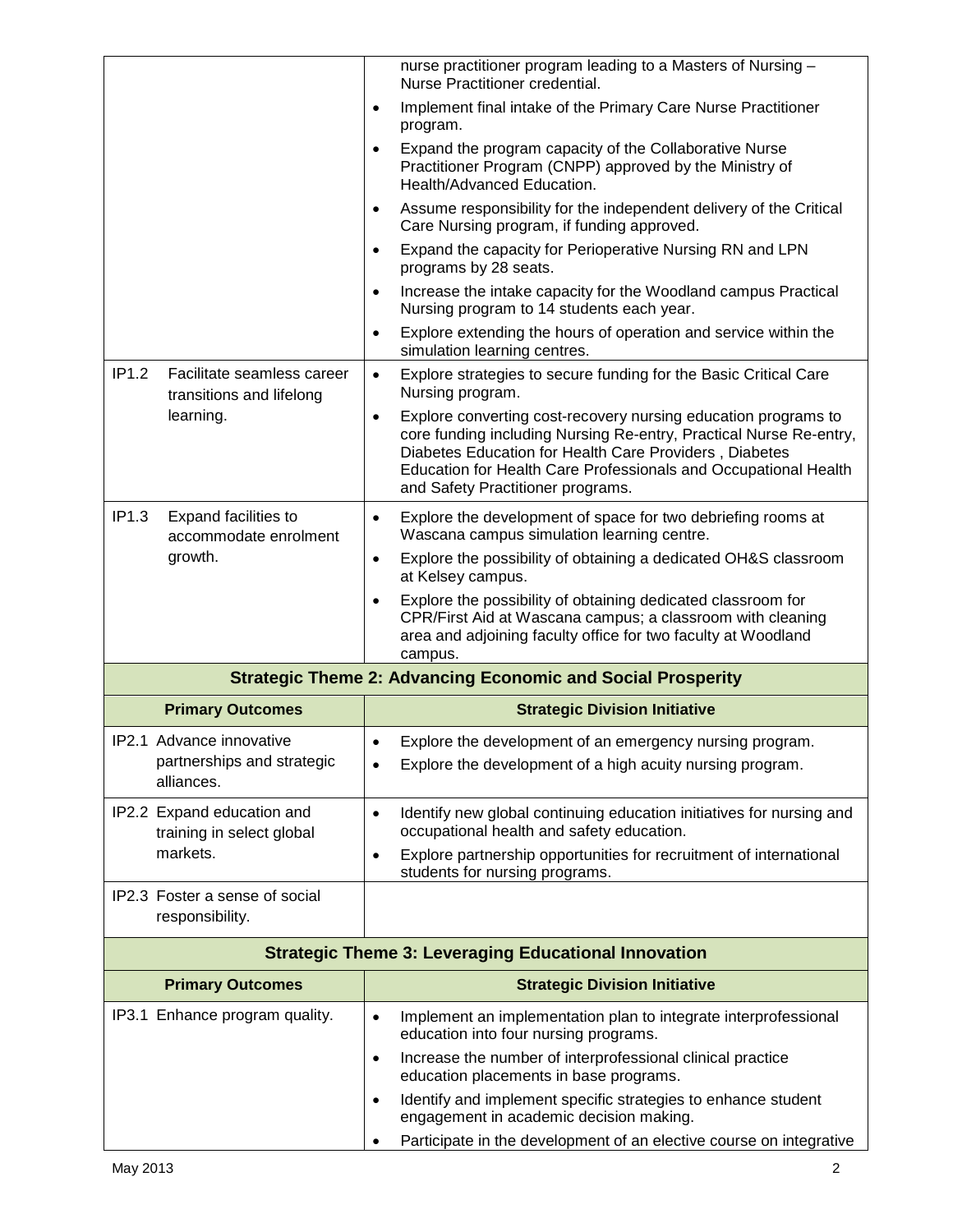| | |
|---|---|
| | nurse practitioner program leading to a Masters of Nursing – Nurse Practitioner credential.<br>• Implement final intake of the Primary Care Nurse Practitioner program.<br>• Expand the program capacity of the Collaborative Nurse Practitioner Program (CNPP) approved by the Ministry of Health/Advanced Education.<br>• Assume responsibility for the independent delivery of the Critical Care Nursing program, if funding approved.<br>• Expand the capacity for Perioperative Nursing RN and LPN programs by 28 seats.<br>• Increase the intake capacity for the Woodland campus Practical Nursing program to 14 students each year.<br>• Explore extending the hours of operation and service within the simulation learning centres. |
| IP1.2 Facilitate seamless career transitions and lifelong learning. | • Explore strategies to secure funding for the Basic Critical Care Nursing program.<br>• Explore converting cost-recovery nursing education programs to core funding including Nursing Re-entry, Practical Nurse Re-entry, Diabetes Education for Health Care Providers , Diabetes Education for Health Care Professionals and Occupational Health and Safety Practitioner programs. |
| IP1.3 Expand facilities to accommodate enrolment growth. | • Explore the development of space for two debriefing rooms at Wascana campus simulation learning centre.<br>• Explore the possibility of obtaining a dedicated OH&S classroom at Kelsey campus.<br>• Explore the possibility of obtaining dedicated classroom for CPR/First Aid at Wascana campus; a classroom with cleaning area and adjoining faculty office for two faculty at Woodland campus. |
| **Strategic Theme 2: Advancing Economic and Social Prosperity** | |
| **Primary Outcomes** | **Strategic Division Initiative** |
| IP2.1 Advance innovative partnerships and strategic alliances. | • Explore the development of an emergency nursing program.<br>• Explore the development of a high acuity nursing program. |
| IP2.2 Expand education and training in select global markets. | • Identify new global continuing education initiatives for nursing and occupational health and safety education.<br>• Explore partnership opportunities for recruitment of international students for nursing programs. |
| IP2.3 Foster a sense of social responsibility. | |
| **Strategic Theme 3: Leveraging Educational Innovation** | |
| **Primary Outcomes** | **Strategic Division Initiative** |
| IP3.1 Enhance program quality. | • Implement an implementation plan to integrate interprofessional education into four nursing programs.<br>• Increase the number of interprofessional clinical practice education placements in base programs.<br>• Identify and implement specific strategies to enhance student engagement in academic decision making.<br>• Participate in the development of an elective course on integrative |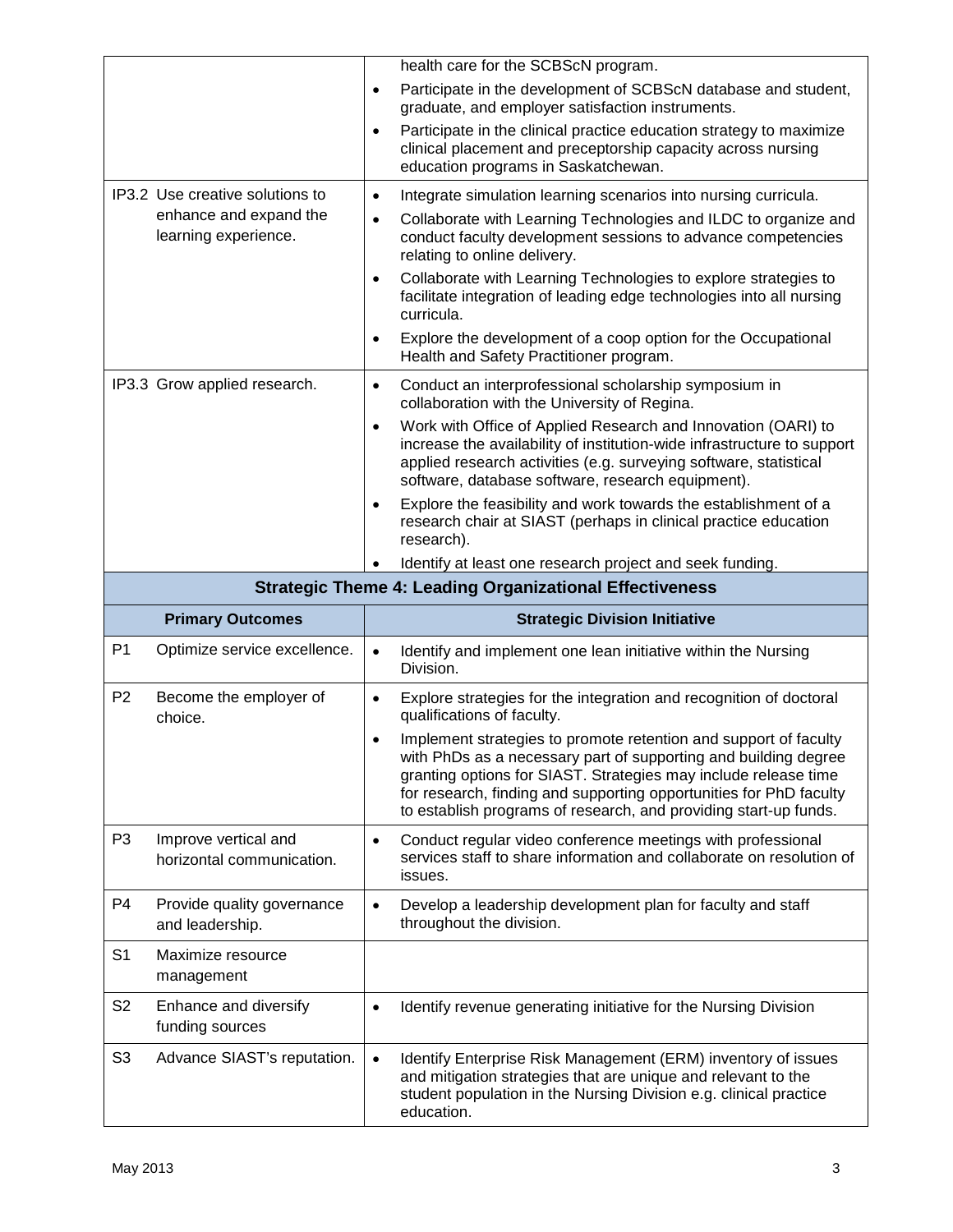| | |
|---|---|
| | • health care for the SCBScN program.<br>• Participate in the development of SCBScN database and student, graduate, and employer satisfaction instruments.<br>• Participate in the clinical practice education strategy to maximize clinical placement and preceptorship capacity across nursing education programs in Saskatchewan. |
| IP3.2 Use creative solutions to enhance and expand the learning experience. | • Integrate simulation learning scenarios into nursing curricula.<br>• Collaborate with Learning Technologies and ILDC to organize and conduct faculty development sessions to advance competencies relating to online delivery.<br>• Collaborate with Learning Technologies to explore strategies to facilitate integration of leading edge technologies into all nursing curricula.<br>• Explore the development of a coop option for the Occupational Health and Safety Practitioner program. |
| IP3.3 Grow applied research. | • Conduct an interprofessional scholarship symposium in collaboration with the University of Regina.<br>• Work with Office of Applied Research and Innovation (OARI) to increase the availability of institution-wide infrastructure to support applied research activities (e.g. surveying software, statistical software, database software, research equipment).<br>• Explore the feasibility and work towards the establishment of a research chair at SIAST (perhaps in clinical practice education research).<br>• Identify at least one research project and seek funding. |

**Strategic Theme 4: Leading Organizational Effectiveness**

| Primary Outcomes | Strategic Division Initiative |
|---|---|
| P1 Optimize service excellence. | • Identify and implement one lean initiative within the Nursing Division. |
| P2 Become the employer of choice. | • Explore strategies for the integration and recognition of doctoral qualifications of faculty.<br>• Implement strategies to promote retention and support of faculty with PhDs as a necessary part of supporting and building degree granting options for SIAST. Strategies may include release time for research, finding and supporting opportunities for PhD faculty to establish programs of research, and providing start-up funds. |
| P3 Improve vertical and horizontal communication. | • Conduct regular video conference meetings with professional services staff to share information and collaborate on resolution of issues. |
| P4 Provide quality governance and leadership. | • Develop a leadership development plan for faculty and staff throughout the division. |
| S1 Maximize resource management | |
| S2 Enhance and diversify funding sources | • Identify revenue generating initiative for the Nursing Division |
| S3 Advance SIAST's reputation. | • Identify Enterprise Risk Management (ERM) inventory of issues and mitigation strategies that are unique and relevant to the student population in the Nursing Division e.g. clinical practice education. |